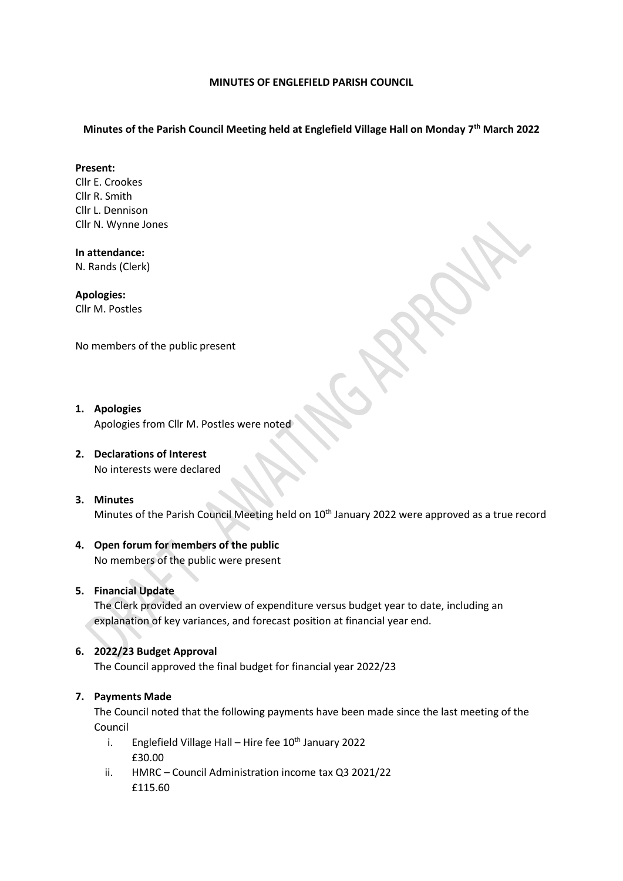**MINUTES OF ENGLEFIELD PARISH COUNCIL**

**Minutes of the Parish Council Meeting held at Englefield Village Hall on Monday 7th March 2022**

**Present:**
Cllr E. Crookes
Cllr R. Smith
Cllr L. Dennison
Cllr N. Wynne Jones

**In attendance:**
N. Rands (Clerk)

**Apologies:**
Cllr M. Postles

No members of the public present

1. **Apologies**
   Apologies from Cllr M. Postles were noted

2. **Declarations of Interest**
   No interests were declared

3. **Minutes**
   Minutes of the Parish Council Meeting held on 10th January 2022 were approved as a true record

4. **Open forum for members of the public**
   No members of the public were present

5. **Financial Update**
   The Clerk provided an overview of expenditure versus budget year to date, including an explanation of key variances, and forecast position at financial year end.

6. **2022/23 Budget Approval**
   The Council approved the final budget for financial year 2022/23

7. **Payments Made**
   The Council noted that the following payments have been made since the last meeting of the Council
   i. Englefield Village Hall – Hire fee 10th January 2022
      £30.00
   ii. HMRC – Council Administration income tax Q3 2021/22
      £115.60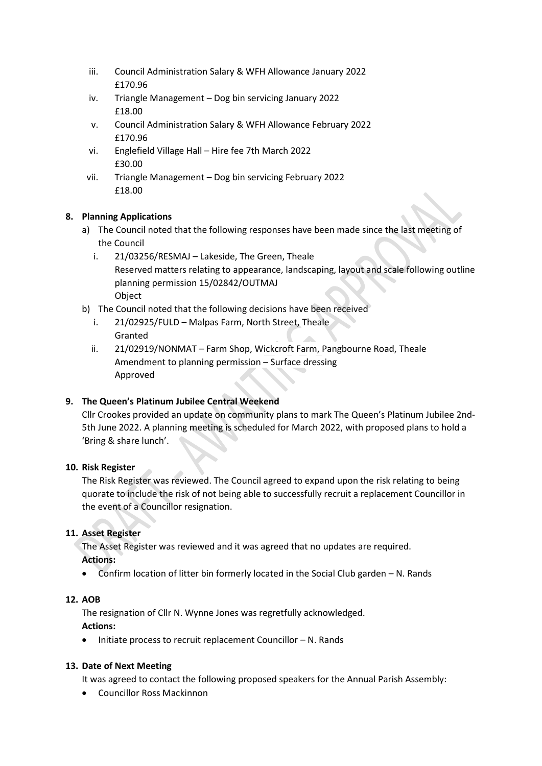iii. Council Administration Salary & WFH Allowance January 2022
£170.96
iv. Triangle Management – Dog bin servicing January 2022
£18.00
v. Council Administration Salary & WFH Allowance February 2022
£170.96
vi. Englefield Village Hall – Hire fee 7th March 2022
£30.00
vii. Triangle Management – Dog bin servicing February 2022
£18.00

**8. Planning Applications**

a) The Council noted that the following responses have been made since the last meeting of the Council
   i. 21/03256/RESMAJ – Lakeside, The Green, Theale
   Reserved matters relating to appearance, landscaping, layout and scale following outline planning permission 15/02842/OUTMAJ
   Object

b) The Council noted that the following decisions have been received
   i. 21/02925/FULD – Malpas Farm, North Street, Theale
   Granted
   ii. 21/02919/NONMAT – Farm Shop, Wickcroft Farm, Pangbourne Road, Theale
   Amendment to planning permission – Surface dressing
   Approved

**9. The Queen's Platinum Jubilee Central Weekend**

Cllr Crookes provided an update on community plans to mark The Queen's Platinum Jubilee 2nd-5th June 2022. A planning meeting is scheduled for March 2022, with proposed plans to hold a 'Bring & share lunch'.

**10. Risk Register**

The Risk Register was reviewed. The Council agreed to expand upon the risk relating to being quorate to include the risk of not being able to successfully recruit a replacement Councillor in the event of a Councillor resignation.

**11. Asset Register**

The Asset Register was reviewed and it was agreed that no updates are required.
**Actions:**
- Confirm location of litter bin formerly located in the Social Club garden – N. Rands

**12. AOB**

The resignation of Cllr N. Wynne Jones was regretfully acknowledged.
**Actions:**
- Initiate process to recruit replacement Councillor – N. Rands

**13. Date of Next Meeting**

It was agreed to contact the following proposed speakers for the Annual Parish Assembly:
- Councillor Ross Mackinnon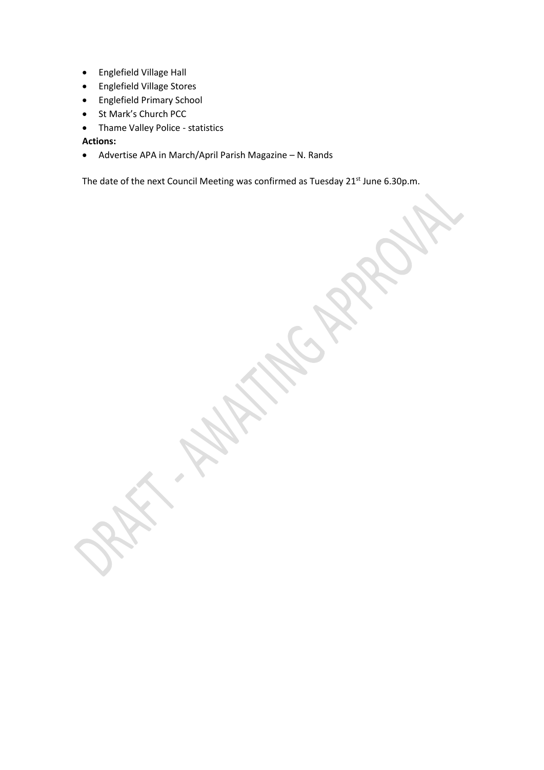- Englefield Village Hall
- Englefield Village Stores
- Englefield Primary School
- St Mark's Church PCC
- Thame Valley Police - statistics

**Actions:**

- Advertise APA in March/April Parish Magazine – N. Rands

The date of the next Council Meeting was confirmed as Tuesday 21st June 6.30p.m.

DRAFT - AWAITING APPROVAL